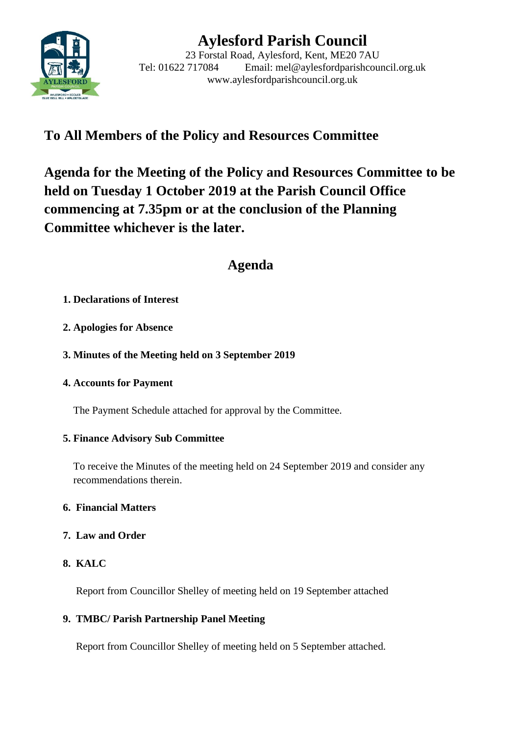# Aylesford Parish Council

23 Forstal Road, Aylesford, Kent, ME20 7AU
Tel: 01622 717084 Email: mel@aylesfordparishcouncil.org.uk
www.aylesfordparishcouncil.org.uk

## To All Members of the Policy and Resources Committee

## Agenda for the Meeting of the Policy and Resources Committee to be held on Tuesday 1 October 2019 at the Parish Council Office commencing at 7.35pm or at the conclusion of the Planning Committee whichever is the later.

## Agenda

**1. Declarations of Interest**

**2. Apologies for Absence**

**3. Minutes of the Meeting held on 3 September 2019**

**4. Accounts for Payment**

The Payment Schedule attached for approval by the Committee.

**5. Finance Advisory Sub Committee**

To receive the Minutes of the meeting held on 24 September 2019 and consider any recommendations therein.

**6. Financial Matters**

**7. Law and Order**

**8. KALC**

Report from Councillor Shelley of meeting held on 19 September attached

**9. TMBC/ Parish Partnership Panel Meeting**

Report from Councillor Shelley of meeting held on 5 September attached.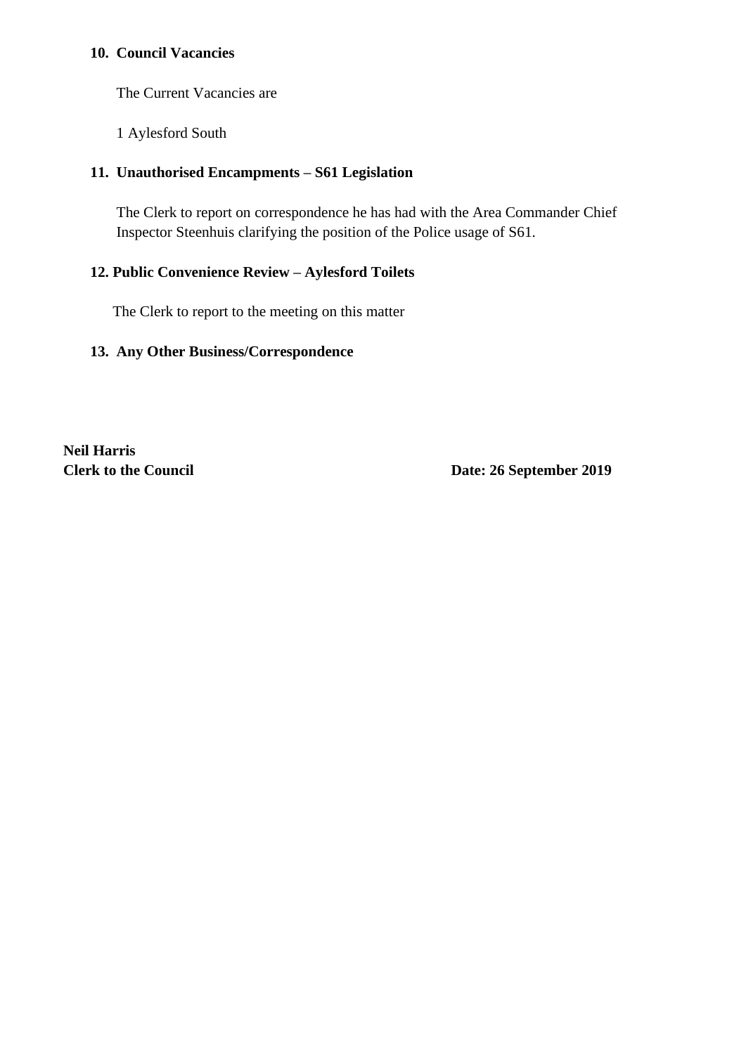**10. Council Vacancies**

The Current Vacancies are

1 Aylesford South

**11. Unauthorised Encampments – S61 Legislation**

The Clerk to report on correspondence he has had with the Area Commander Chief Inspector Steenhuis clarifying the position of the Police usage of S61.

**12. Public Convenience Review – Aylesford Toilets**

The Clerk to report to the meeting on this matter

**13. Any Other Business/Correspondence**

**Neil Harris**
**Clerk to the Council**

**Date: 26 September 2019**